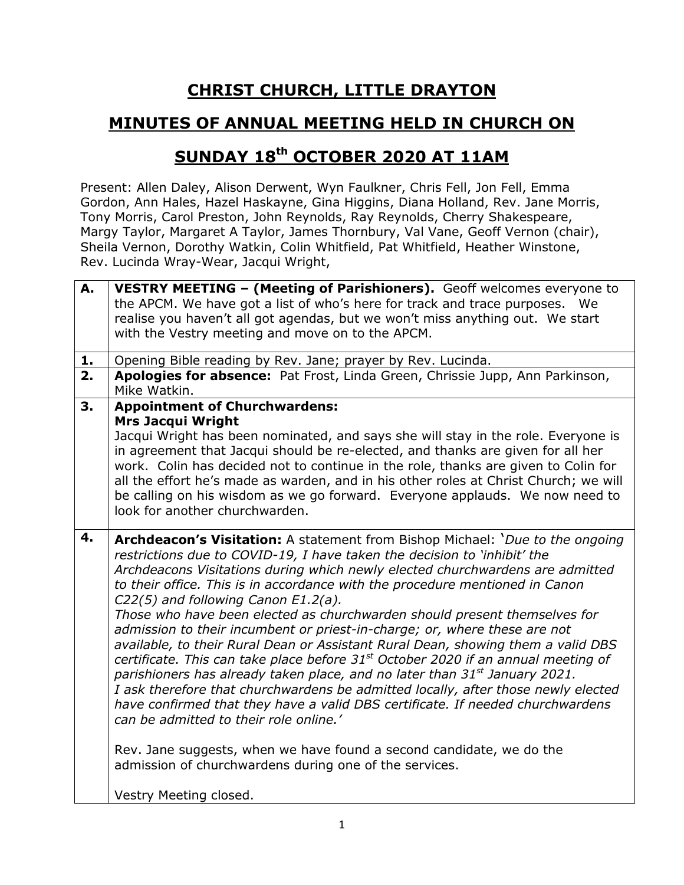# CHRIST CHURCH, LITTLE DRAYTON

## MINUTES OF ANNUAL MEETING HELD IN CHURCH ON

## SUNDAY 18th OCTOBER 2020 AT 11AM

Present: Allen Daley, Alison Derwent, Wyn Faulkner, Chris Fell, Jon Fell, Emma Gordon, Ann Hales, Hazel Haskayne, Gina Higgins, Diana Holland, Rev. Jane Morris, Tony Morris, Carol Preston, John Reynolds, Ray Reynolds, Cherry Shakespeare, Margy Taylor, Margaret A Taylor, James Thornbury, Val Vane, Geoff Vernon (chair), Sheila Vernon, Dorothy Watkin, Colin Whitfield, Pat Whitfield, Heather Winstone, Rev. Lucinda Wray-Wear, Jacqui Wright,

| | |
|---|---|
| **A.** | **VESTRY MEETING – (Meeting of Parishioners).** Geoff welcomes everyone to the APCM. We have got a list of who's here for track and trace purposes. We realise you haven't all got agendas, but we won't miss anything out. We start with the Vestry meeting and move on to the APCM. |
| **1.** | Opening Bible reading by Rev. Jane; prayer by Rev. Lucinda. |
| **2.** | **Apologies for absence:** Pat Frost, Linda Green, Chrissie Jupp, Ann Parkinson, Mike Watkin. |
| **3.** | **Appointment of Churchwardens:**<br>**Mrs Jacqui Wright**<br>Jacqui Wright has been nominated, and says she will stay in the role. Everyone is in agreement that Jacqui should be re-elected, and thanks are given for all her work. Colin has decided not to continue in the role, thanks are given to Colin for all the effort he's made as warden, and in his other roles at Christ Church; we will be calling on his wisdom as we go forward. Everyone applauds. We now need to look for another churchwarden. |
| **4.** | **Archdeacon's Visitation:** A statement from Bishop Michael: '*Due to the ongoing restrictions due to COVID-19, I have taken the decision to 'inhibit' the Archdeacons Visitations during which newly elected churchwardens are admitted to their office. This is in accordance with the procedure mentioned in Canon C22(5) and following Canon E1.2(a).*<br>*Those who have been elected as churchwarden should present themselves for admission to their incumbent or priest-in-charge; or, where these are not available, to their Rural Dean or Assistant Rural Dean, showing them a valid DBS certificate. This can take place before 31st October 2020 if an annual meeting of parishioners has already taken place, and no later than 31st January 2021.*<br>*I ask therefore that churchwardens be admitted locally, after those newly elected have confirmed that they have a valid DBS certificate. If needed churchwardens can be admitted to their role online.'*<br><br>Rev. Jane suggests, when we have found a second candidate, we do the admission of churchwardens during one of the services.<br><br>Vestry Meeting closed. |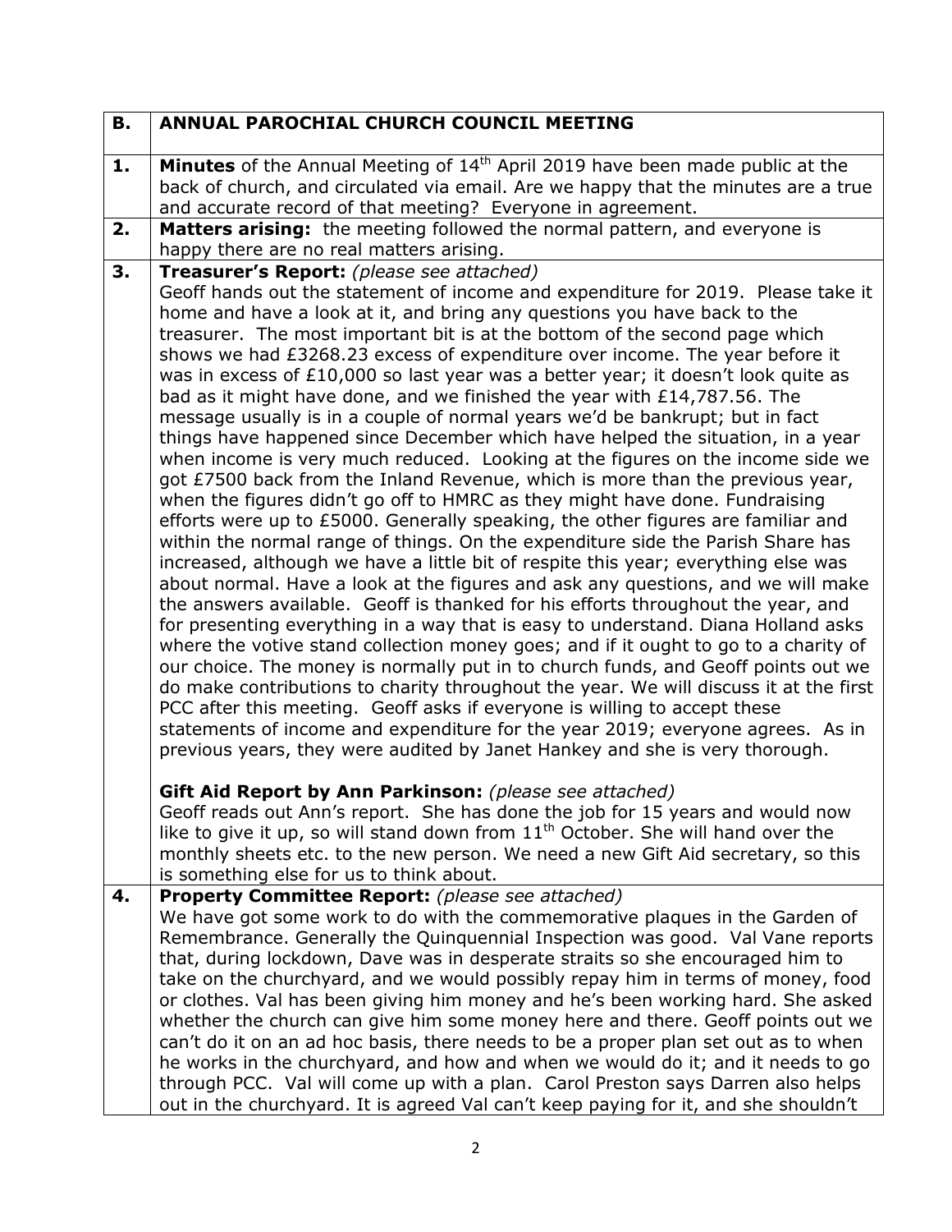| B. | ANNUAL PAROCHIAL CHURCH COUNCIL MEETING |
|---|---|
| 1. | **Minutes** of the Annual Meeting of 14th April 2019 have been made public at the back of church, and circulated via email. Are we happy that the minutes are a true and accurate record of that meeting? Everyone in agreement. |
| 2. | **Matters arising:** the meeting followed the normal pattern, and everyone is happy there are no real matters arising. |
| 3. | **Treasurer's Report:** *(please see attached)*<br>Geoff hands out the statement of income and expenditure for 2019. Please take it home and have a look at it, and bring any questions you have back to the treasurer. The most important bit is at the bottom of the second page which shows we had £3268.23 excess of expenditure over income. The year before it was in excess of £10,000 so last year was a better year; it doesn't look quite as bad as it might have done, and we finished the year with £14,787.56. The message usually is in a couple of normal years we'd be bankrupt; but in fact things have happened since December which have helped the situation, in a year when income is very much reduced. Looking at the figures on the income side we got £7500 back from the Inland Revenue, which is more than the previous year, when the figures didn't go off to HMRC as they might have done. Fundraising efforts were up to £5000. Generally speaking, the other figures are familiar and within the normal range of things. On the expenditure side the Parish Share has increased, although we have a little bit of respite this year; everything else was about normal. Have a look at the figures and ask any questions, and we will make the answers available. Geoff is thanked for his efforts throughout the year, and for presenting everything in a way that is easy to understand. Diana Holland asks where the votive stand collection money goes; and if it ought to go to a charity of our choice. The money is normally put in to church funds, and Geoff points out we do make contributions to charity throughout the year. We will discuss it at the first PCC after this meeting. Geoff asks if everyone is willing to accept these statements of income and expenditure for the year 2019; everyone agrees. As in previous years, they were audited by Janet Hankey and she is very thorough.<br><br>**Gift Aid Report by Ann Parkinson:** *(please see attached)*<br>Geoff reads out Ann's report. She has done the job for 15 years and would now like to give it up, so will stand down from 11th October. She will hand over the monthly sheets etc. to the new person. We need a new Gift Aid secretary, so this is something else for us to think about. |
| 4. | **Property Committee Report:** *(please see attached)*<br>We have got some work to do with the commemorative plaques in the Garden of Remembrance. Generally the Quinquennial Inspection was good. Val Vane reports that, during lockdown, Dave was in desperate straits so she encouraged him to take on the churchyard, and we would possibly repay him in terms of money, food or clothes. Val has been giving him money and he's been working hard. She asked whether the church can give him some money here and there. Geoff points out we can't do it on an ad hoc basis, there needs to be a proper plan set out as to when he works in the churchyard, and how and when we would do it; and it needs to go through PCC. Val will come up with a plan. Carol Preston says Darren also helps out in the churchyard. It is agreed Val can't keep paying for it, and she shouldn't |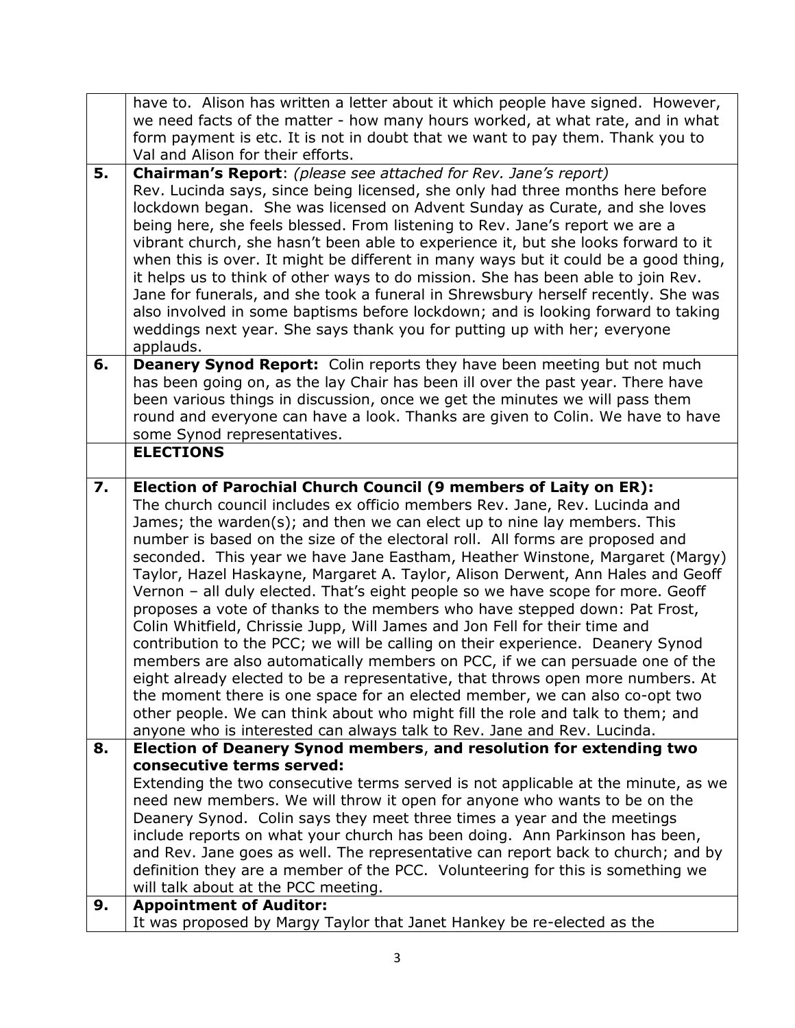|  |  |
| --- | --- |
|  | have to. Alison has written a letter about it which people have signed. However, we need facts of the matter - how many hours worked, at what rate, and in what form payment is etc. It is not in doubt that we want to pay them. Thank you to Val and Alison for their efforts. |
| **5.** | **Chairman's Report**: *(please see attached for Rev. Jane's report)* Rev. Lucinda says, since being licensed, she only had three months here before lockdown began. She was licensed on Advent Sunday as Curate, and she loves being here, she feels blessed. From listening to Rev. Jane's report we are a vibrant church, she hasn't been able to experience it, but she looks forward to it when this is over. It might be different in many ways but it could be a good thing, it helps us to think of other ways to do mission. She has been able to join Rev. Jane for funerals, and she took a funeral in Shrewsbury herself recently. She was also involved in some baptisms before lockdown; and is looking forward to taking weddings next year. She says thank you for putting up with her; everyone applauds. |
| **6.** | **Deanery Synod Report:** Colin reports they have been meeting but not much has been going on, as the lay Chair has been ill over the past year. There have been various things in discussion, once we get the minutes we will pass them round and everyone can have a look. Thanks are given to Colin. We have to have some Synod representatives. |
|  | **ELECTIONS** |
| **7.** | **Election of Parochial Church Council (9 members of Laity on ER):** The church council includes ex officio members Rev. Jane, Rev. Lucinda and James; the warden(s); and then we can elect up to nine lay members. This number is based on the size of the electoral roll. All forms are proposed and seconded. This year we have Jane Eastham, Heather Winstone, Margaret (Margy) Taylor, Hazel Haskayne, Margaret A. Taylor, Alison Derwent, Ann Hales and Geoff Vernon – all duly elected. That's eight people so we have scope for more. Geoff proposes a vote of thanks to the members who have stepped down: Pat Frost, Colin Whitfield, Chrissie Jupp, Will James and Jon Fell for their time and contribution to the PCC; we will be calling on their experience. Deanery Synod members are also automatically members on PCC, if we can persuade one of the eight already elected to be a representative, that throws open more numbers. At the moment there is one space for an elected member, we can also co-opt two other people. We can think about who might fill the role and talk to them; and anyone who is interested can always talk to Rev. Jane and Rev. Lucinda. |
| **8.** | **Election of Deanery Synod members**, **and resolution for extending two consecutive terms served:** Extending the two consecutive terms served is not applicable at the minute, as we need new members. We will throw it open for anyone who wants to be on the Deanery Synod. Colin says they meet three times a year and the meetings include reports on what your church has been doing. Ann Parkinson has been, and Rev. Jane goes as well. The representative can report back to church; and by definition they are a member of the PCC. Volunteering for this is something we will talk about at the PCC meeting. |
| **9.** | **Appointment of Auditor:** It was proposed by Margy Taylor that Janet Hankey be re-elected as the |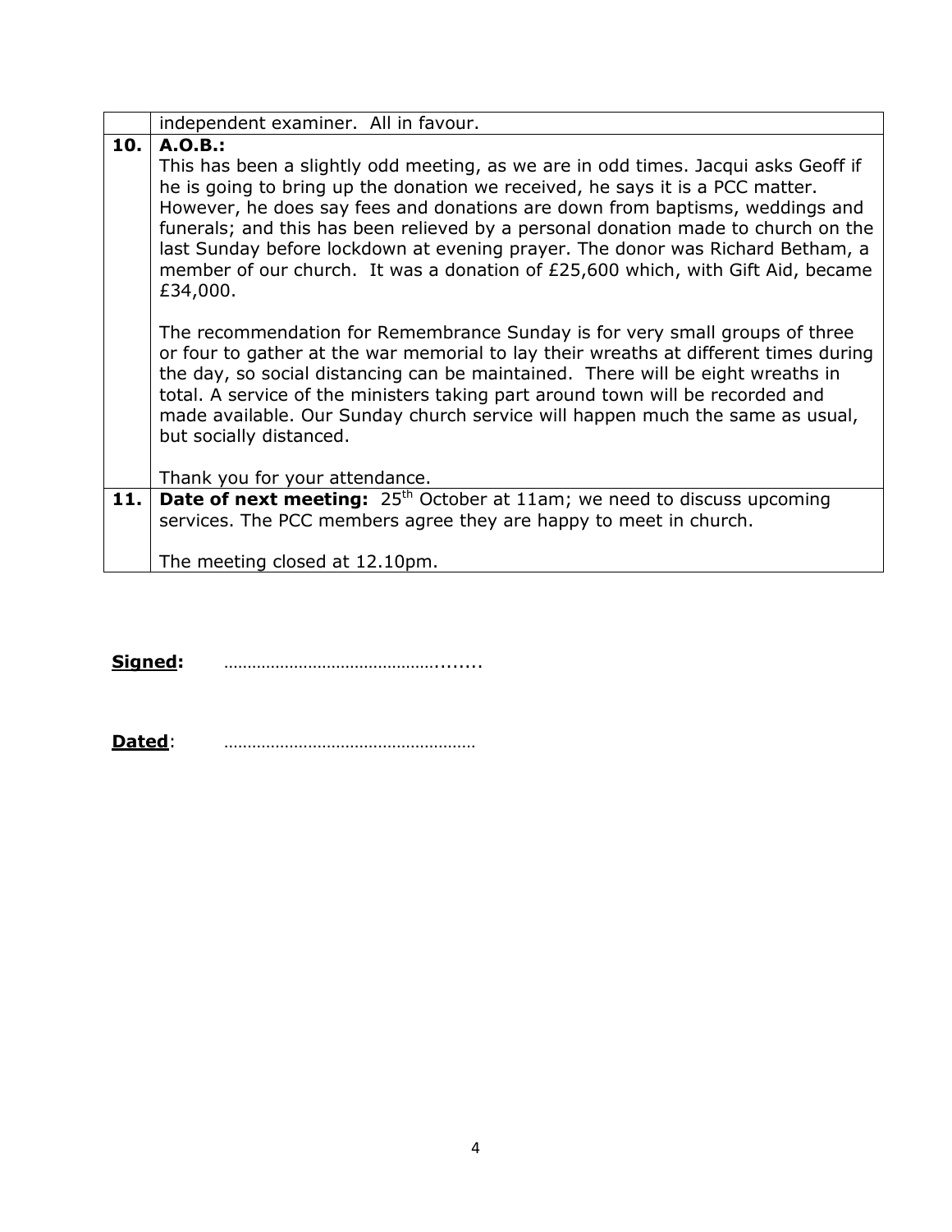| | |
|---|---|
| | independent examiner. All in favour. |
| **10.** | **A.O.B.:**<br>This has been a slightly odd meeting, as we are in odd times. Jacqui asks Geoff if he is going to bring up the donation we received, he says it is a PCC matter. However, he does say fees and donations are down from baptisms, weddings and funerals; and this has been relieved by a personal donation made to church on the last Sunday before lockdown at evening prayer. The donor was Richard Betham, a member of our church. It was a donation of £25,600 which, with Gift Aid, became £34,000.<br><br>The recommendation for Remembrance Sunday is for very small groups of three or four to gather at the war memorial to lay their wreaths at different times during the day, so social distancing can be maintained. There will be eight wreaths in total. A service of the ministers taking part around town will be recorded and made available. Our Sunday church service will happen much the same as usual, but socially distanced.<br><br>Thank you for your attendance. |
| **11.** | **Date of next meeting:** 25th October at 11am; we need to discuss upcoming services. The PCC members agree they are happy to meet in church.<br><br>The meeting closed at 12.10pm. |

**Signed:** ……………………………………........

**Dated**: ………………………………………………